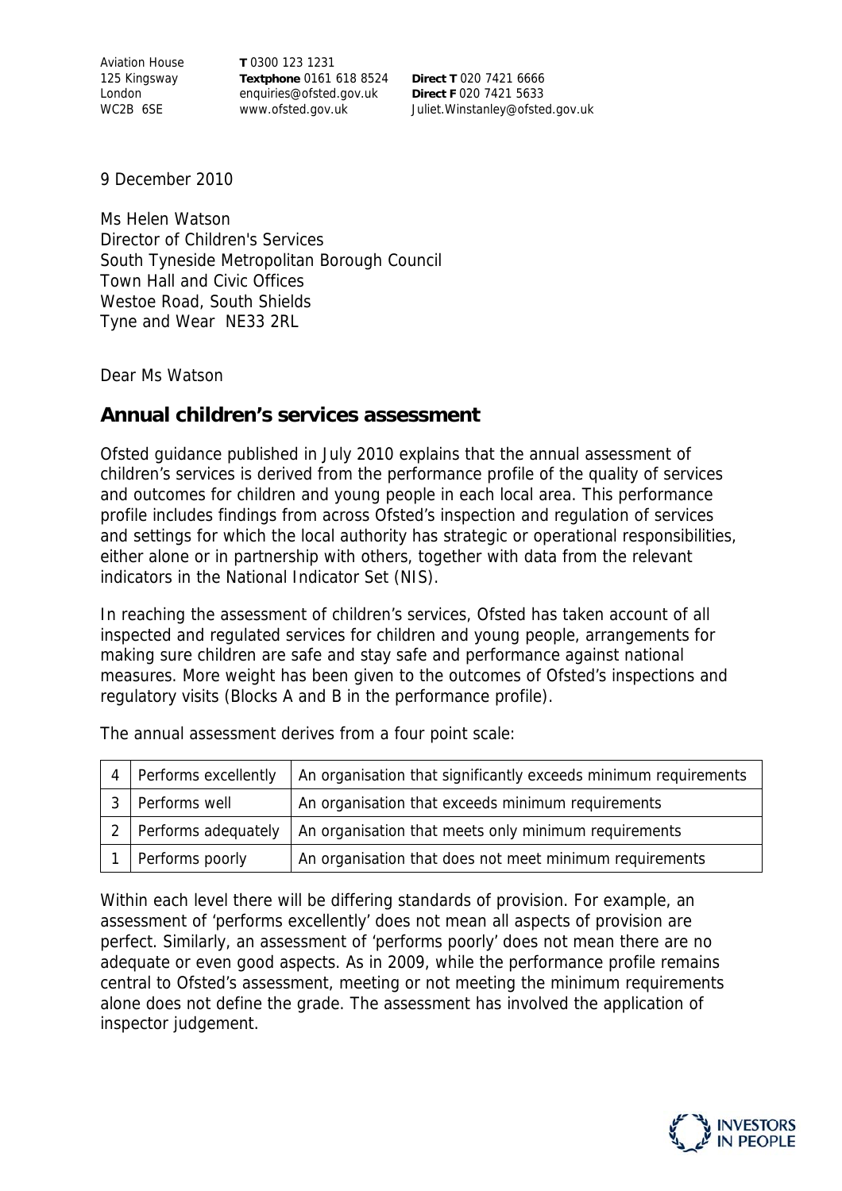Aviation House
125 Kingsway
London
WC2B 6SE

**T** 0300 123 1231
**Textphone** 0161 618 8524
enquiries@ofsted.gov.uk
www.ofsted.gov.uk

**Direct T** 020 7421 6666
**Direct F** 020 7421 5633
Juliet.Winstanley@ofsted.gov.uk

9 December 2010

Ms Helen Watson
Director of Children's Services
South Tyneside Metropolitan Borough Council
Town Hall and Civic Offices
Westoe Road, South Shields
Tyne and Wear NE33 2RL

Dear Ms Watson

## Annual children's services assessment

Ofsted guidance published in July 2010 explains that the annual assessment of children's services is derived from the performance profile of the quality of services and outcomes for children and young people in each local area. This performance profile includes findings from across Ofsted's inspection and regulation of services and settings for which the local authority has strategic or operational responsibilities, either alone or in partnership with others, together with data from the relevant indicators in the National Indicator Set (NIS).

In reaching the assessment of children's services, Ofsted has taken account of all inspected and regulated services for children and young people, arrangements for making sure children are safe and stay safe and performance against national measures. More weight has been given to the outcomes of Ofsted's inspections and regulatory visits (Blocks A and B in the performance profile).

The annual assessment derives from a four point scale:

| | | |
|---|---|---|
| 4 | Performs excellently | An organisation that significantly exceeds minimum requirements |
| 3 | Performs well | An organisation that exceeds minimum requirements |
| 2 | Performs adequately | An organisation that meets only minimum requirements |
| 1 | Performs poorly | An organisation that does not meet minimum requirements |

Within each level there will be differing standards of provision. For example, an assessment of 'performs excellently' does not mean all aspects of provision are perfect. Similarly, an assessment of 'performs poorly' does not mean there are no adequate or even good aspects. As in 2009, while the performance profile remains central to Ofsted's assessment, meeting or not meeting the minimum requirements alone does not define the grade. The assessment has involved the application of inspector judgement.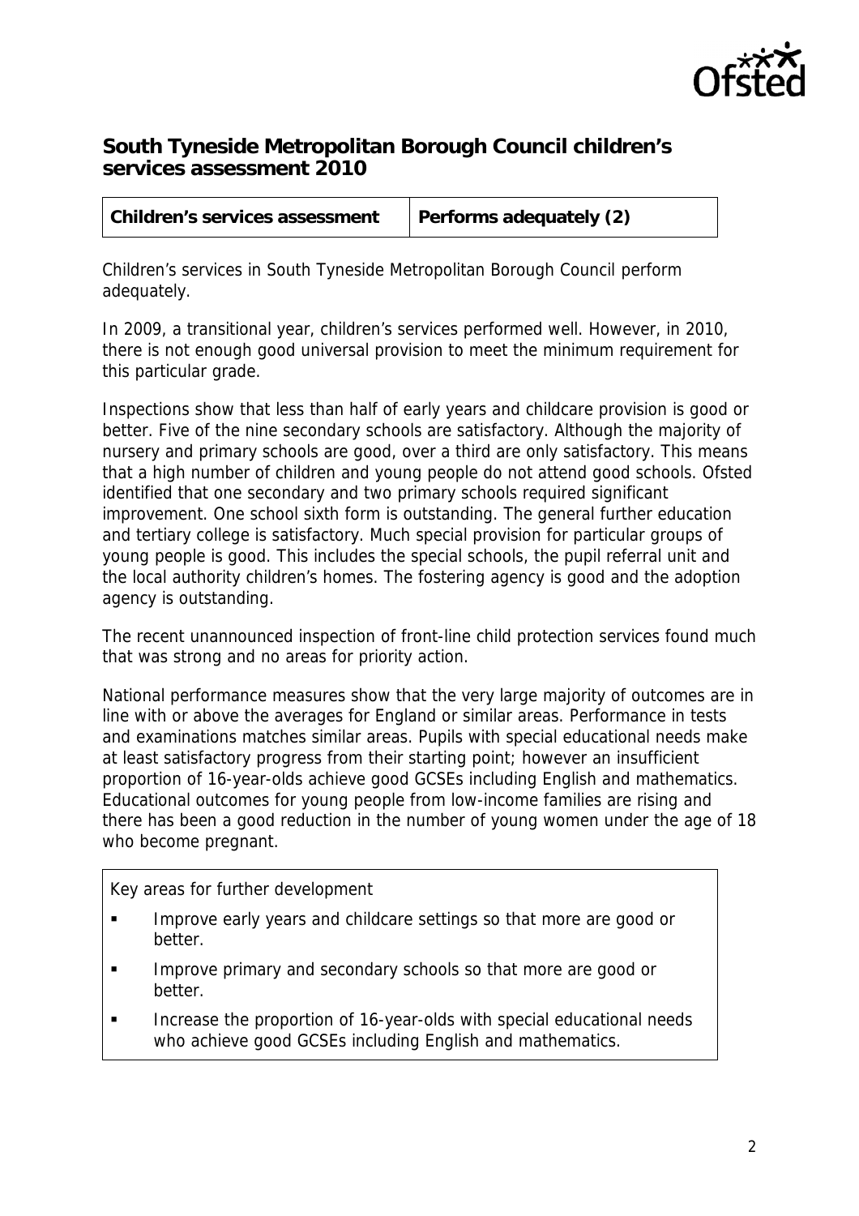## South Tyneside Metropolitan Borough Council children's services assessment 2010

| Children's services assessment | Performs adequately (2) |
| --- | --- |

Children's services in South Tyneside Metropolitan Borough Council perform adequately.

In 2009, a transitional year, children's services performed well. However, in 2010, there is not enough good universal provision to meet the minimum requirement for this particular grade.

Inspections show that less than half of early years and childcare provision is good or better. Five of the nine secondary schools are satisfactory. Although the majority of nursery and primary schools are good, over a third are only satisfactory. This means that a high number of children and young people do not attend good schools. Ofsted identified that one secondary and two primary schools required significant improvement. One school sixth form is outstanding. The general further education and tertiary college is satisfactory. Much special provision for particular groups of young people is good. This includes the special schools, the pupil referral unit and the local authority children's homes. The fostering agency is good and the adoption agency is outstanding.

The recent unannounced inspection of front-line child protection services found much that was strong and no areas for priority action.

National performance measures show that the very large majority of outcomes are in line with or above the averages for England or similar areas. Performance in tests and examinations matches similar areas. Pupils with special educational needs make at least satisfactory progress from their starting point; however an insufficient proportion of 16-year-olds achieve good GCSEs including English and mathematics. Educational outcomes for young people from low-income families are rising and there has been a good reduction in the number of young women under the age of 18 who become pregnant.

Key areas for further development

- Improve early years and childcare settings so that more are good or better.
- Improve primary and secondary schools so that more are good or better.
- Increase the proportion of 16-year-olds with special educational needs who achieve good GCSEs including English and mathematics.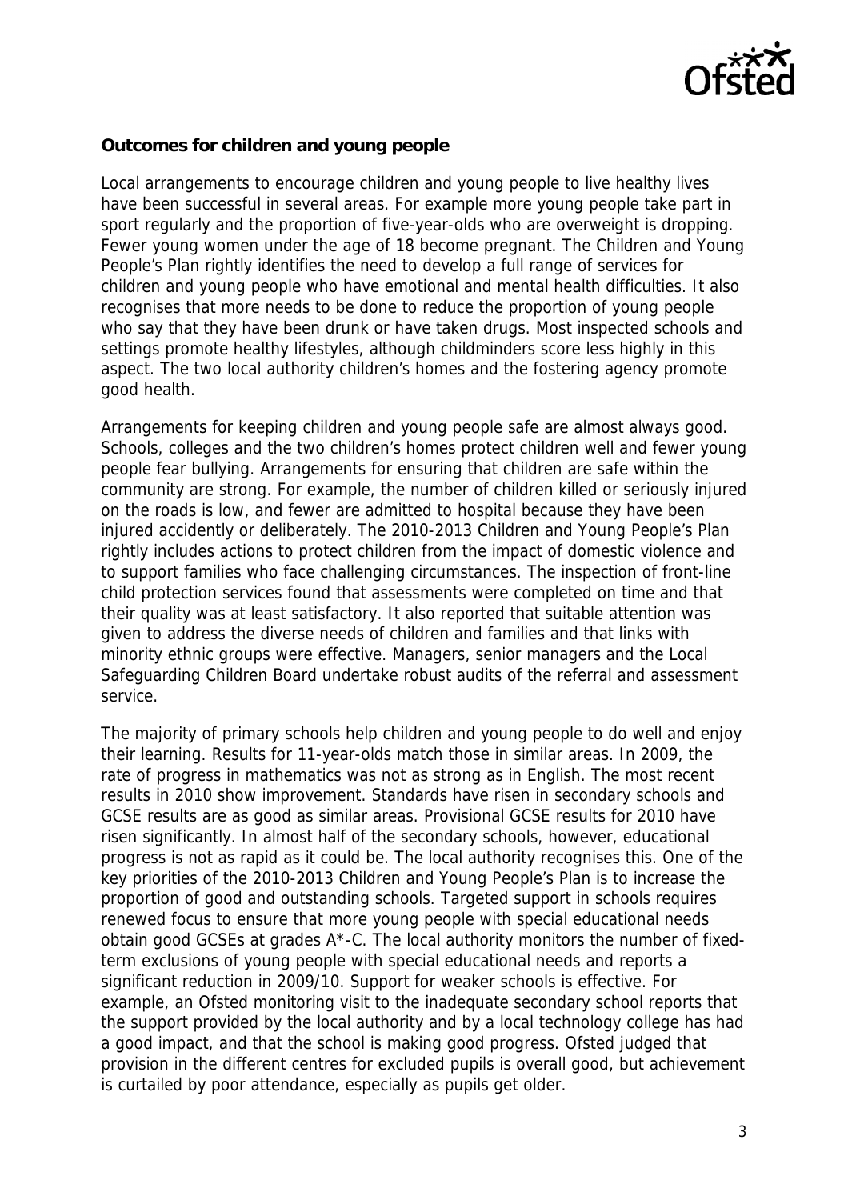**Outcomes for children and young people**

Local arrangements to encourage children and young people to live healthy lives have been successful in several areas. For example more young people take part in sport regularly and the proportion of five-year-olds who are overweight is dropping. Fewer young women under the age of 18 become pregnant. The Children and Young People's Plan rightly identifies the need to develop a full range of services for children and young people who have emotional and mental health difficulties. It also recognises that more needs to be done to reduce the proportion of young people who say that they have been drunk or have taken drugs. Most inspected schools and settings promote healthy lifestyles, although childminders score less highly in this aspect. The two local authority children's homes and the fostering agency promote good health.

Arrangements for keeping children and young people safe are almost always good. Schools, colleges and the two children's homes protect children well and fewer young people fear bullying. Arrangements for ensuring that children are safe within the community are strong. For example, the number of children killed or seriously injured on the roads is low, and fewer are admitted to hospital because they have been injured accidently or deliberately. The 2010-2013 Children and Young People's Plan rightly includes actions to protect children from the impact of domestic violence and to support families who face challenging circumstances. The inspection of front-line child protection services found that assessments were completed on time and that their quality was at least satisfactory. It also reported that suitable attention was given to address the diverse needs of children and families and that links with minority ethnic groups were effective. Managers, senior managers and the Local Safeguarding Children Board undertake robust audits of the referral and assessment service.

The majority of primary schools help children and young people to do well and enjoy their learning. Results for 11-year-olds match those in similar areas. In 2009, the rate of progress in mathematics was not as strong as in English. The most recent results in 2010 show improvement. Standards have risen in secondary schools and GCSE results are as good as similar areas. Provisional GCSE results for 2010 have risen significantly. In almost half of the secondary schools, however, educational progress is not as rapid as it could be. The local authority recognises this. One of the key priorities of the 2010-2013 Children and Young People's Plan is to increase the proportion of good and outstanding schools. Targeted support in schools requires renewed focus to ensure that more young people with special educational needs obtain good GCSEs at grades A*-C. The local authority monitors the number of fixed-term exclusions of young people with special educational needs and reports a significant reduction in 2009/10. Support for weaker schools is effective. For example, an Ofsted monitoring visit to the inadequate secondary school reports that the support provided by the local authority and by a local technology college has had a good impact, and that the school is making good progress. Ofsted judged that provision in the different centres for excluded pupils is overall good, but achievement is curtailed by poor attendance, especially as pupils get older.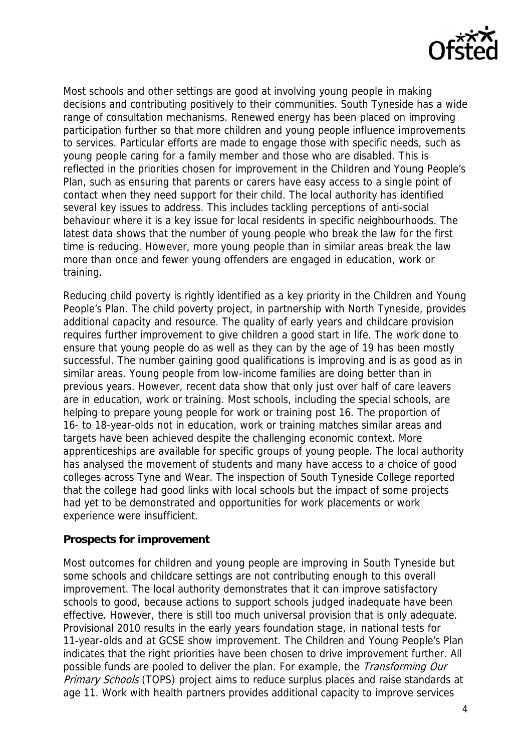Most schools and other settings are good at involving young people in making decisions and contributing positively to their communities. South Tyneside has a wide range of consultation mechanisms. Renewed energy has been placed on improving participation further so that more children and young people influence improvements to services. Particular efforts are made to engage those with specific needs, such as young people caring for a family member and those who are disabled. This is reflected in the priorities chosen for improvement in the Children and Young People's Plan, such as ensuring that parents or carers have easy access to a single point of contact when they need support for their child. The local authority has identified several key issues to address. This includes tackling perceptions of anti-social behaviour where it is a key issue for local residents in specific neighbourhoods. The latest data shows that the number of young people who break the law for the first time is reducing. However, more young people than in similar areas break the law more than once and fewer young offenders are engaged in education, work or training.

Reducing child poverty is rightly identified as a key priority in the Children and Young People's Plan. The child poverty project, in partnership with North Tyneside, provides additional capacity and resource. The quality of early years and childcare provision requires further improvement to give children a good start in life. The work done to ensure that young people do as well as they can by the age of 19 has been mostly successful. The number gaining good qualifications is improving and is as good as in similar areas. Young people from low-income families are doing better than in previous years. However, recent data show that only just over half of care leavers are in education, work or training. Most schools, including the special schools, are helping to prepare young people for work or training post 16. The proportion of 16- to 18-year-olds not in education, work or training matches similar areas and targets have been achieved despite the challenging economic context. More apprenticeships are available for specific groups of young people. The local authority has analysed the movement of students and many have access to a choice of good colleges across Tyne and Wear. The inspection of South Tyneside College reported that the college had good links with local schools but the impact of some projects had yet to be demonstrated and opportunities for work placements or work experience were insufficient.

**Prospects for improvement**

Most outcomes for children and young people are improving in South Tyneside but some schools and childcare settings are not contributing enough to this overall improvement. The local authority demonstrates that it can improve satisfactory schools to good, because actions to support schools judged inadequate have been effective. However, there is still too much universal provision that is only adequate. Provisional 2010 results in the early years foundation stage, in national tests for 11-year-olds and at GCSE show improvement. The Children and Young People's Plan indicates that the right priorities have been chosen to drive improvement further. All possible funds are pooled to deliver the plan. For example, the *Transforming Our Primary Schools* (TOPS) project aims to reduce surplus places and raise standards at age 11. Work with health partners provides additional capacity to improve services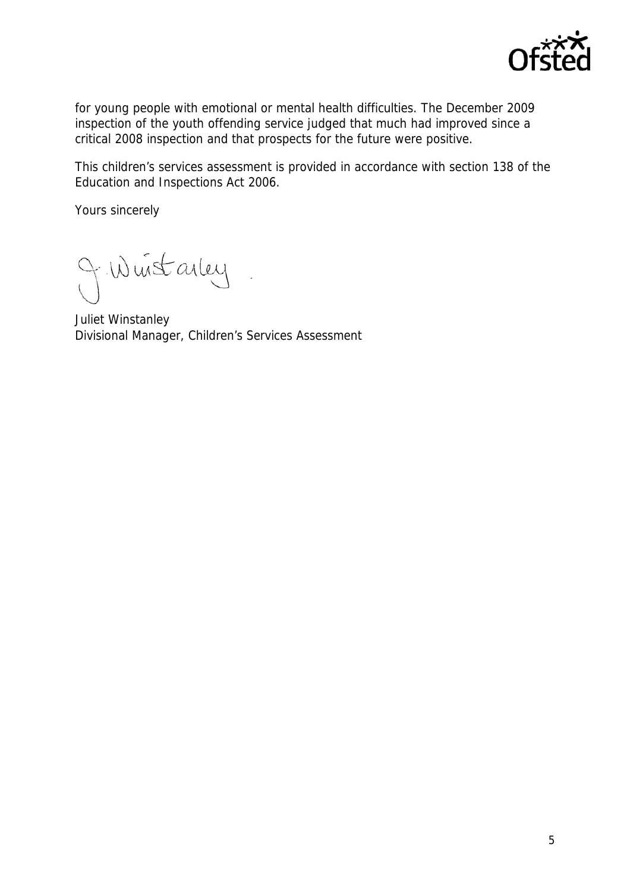for young people with emotional or mental health difficulties. The December 2009 inspection of the youth offending service judged that much had improved since a critical 2008 inspection and that prospects for the future were positive.

This children's services assessment is provided in accordance with section 138 of the Education and Inspections Act 2006.

Yours sincerely

J. Winstanley

Juliet Winstanley
Divisional Manager, Children's Services Assessment